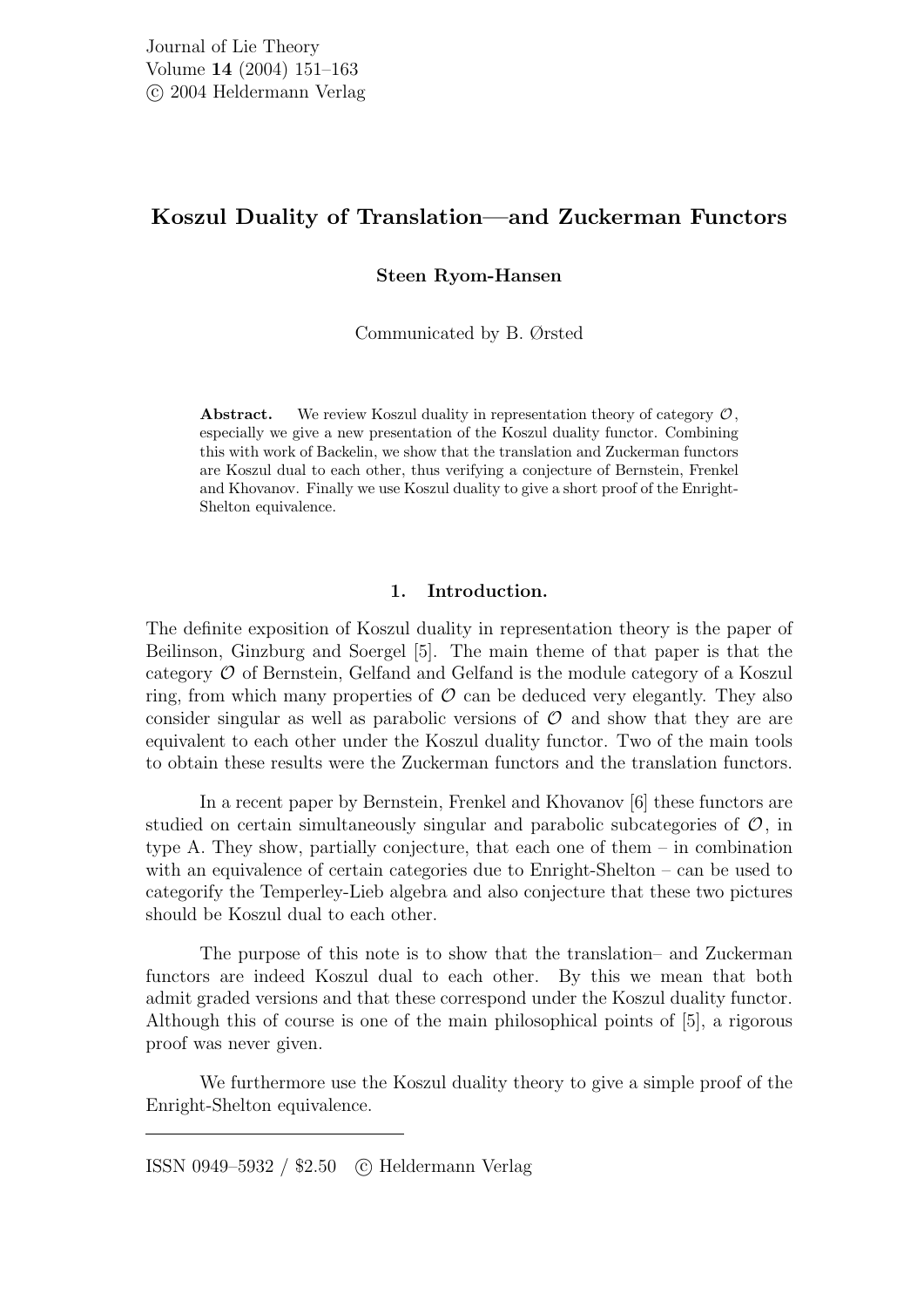# Koszul Duality of Translation—and Zuckerman Functors

**Steen Ryom-Hansen**

Communicated by B. Ørsted

**Abstract.** We review Koszul duality in representation theory of category $\mathcal{O}$, especially we give a new presentation of the Koszul duality functor. Combining this with work of Backelin, we show that the translation and Zuckerman functors are Koszul dual to each other, thus verifying a conjecture of Bernstein, Frenkel and Khovanov. Finally we use Koszul duality to give a short proof of the Enright-Shelton equivalence.

## 1. Introduction.

The definite exposition of Koszul duality in representation theory is the paper of Beilinson, Ginzburg and Soergel [5]. The main theme of that paper is that the category $\mathcal{O}$ of Bernstein, Gelfand and Gelfand is the module category of a Koszul ring, from which many properties of $\mathcal{O}$ can be deduced very elegantly. They also consider singular as well as parabolic versions of $\mathcal{O}$ and show that they are are equivalent to each other under the Koszul duality functor. Two of the main tools to obtain these results were the Zuckerman functors and the translation functors.

In a recent paper by Bernstein, Frenkel and Khovanov [6] these functors are studied on certain simultaneously singular and parabolic subcategories of $\mathcal{O}$, in type A. They show, partially conjecture, that each one of them – in combination with an equivalence of certain categories due to Enright-Shelton – can be used to categorify the Temperley-Lieb algebra and also conjecture that these two pictures should be Koszul dual to each other.

The purpose of this note is to show that the translation– and Zuckerman functors are indeed Koszul dual to each other. By this we mean that both admit graded versions and that these correspond under the Koszul duality functor. Although this of course is one of the main philosophical points of [5], a rigorous proof was never given.

We furthermore use the Koszul duality theory to give a simple proof of the Enright-Shelton equivalence.

---

ISSN 0949–5932 / $2.50 © Heldermann Verlag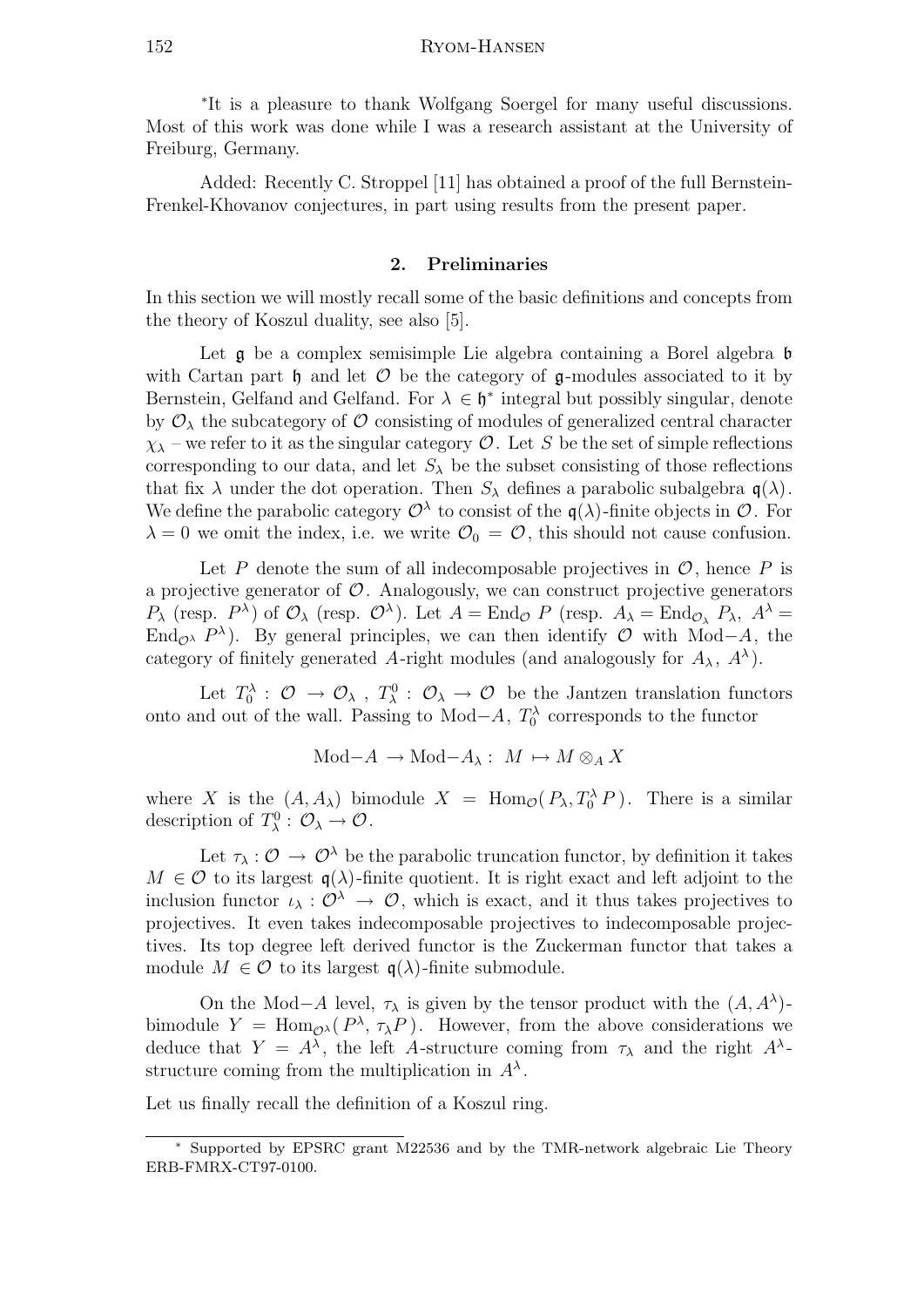*It is a pleasure to thank Wolfgang Soergel for many useful discussions. Most of this work was done while I was a research assistant at the University of Freiburg, Germany.

Added: Recently C. Stroppel [11] has obtained a proof of the full Bernstein-Frenkel-Khovanov conjectures, in part using results from the present paper.

## 2. Preliminaries

In this section we will mostly recall some of the basic definitions and concepts from the theory of Koszul duality, see also [5].

Let $\mathfrak{g}$ be a complex semisimple Lie algebra containing a Borel algebra $\mathfrak{b}$ with Cartan part $\mathfrak{h}$ and let $\mathcal{O}$ be the category of $\mathfrak{g}$-modules associated to it by Bernstein, Gelfand and Gelfand. For $\lambda \in \mathfrak{h}^*$ integral but possibly singular, denote by $\mathcal{O}_\lambda$ the subcategory of $\mathcal{O}$ consisting of modules of generalized central character $\chi_\lambda$ – we refer to it as the singular category $\mathcal{O}$. Let $S$ be the set of simple reflections corresponding to our data, and let $S_\lambda$ be the subset consisting of those reflections that fix $\lambda$ under the dot operation. Then $S_\lambda$ defines a parabolic subalgebra $\mathfrak{q}(\lambda)$. We define the parabolic category $\mathcal{O}^\lambda$ to consist of the $\mathfrak{q}(\lambda)$-finite objects in $\mathcal{O}$. For $\lambda = 0$ we omit the index, i.e. we write $\mathcal{O}_0 = \mathcal{O}$, this should not cause confusion.

Let $P$ denote the sum of all indecomposable projectives in $\mathcal{O}$, hence $P$ is a projective generator of $\mathcal{O}$. Analogously, we can construct projective generators $P_\lambda$ (resp. $P^\lambda$) of $\mathcal{O}_\lambda$ (resp. $\mathcal{O}^\lambda$). Let $A = \mathrm{End}_{\mathcal{O}}\, P$ (resp. $A_\lambda = \mathrm{End}_{\mathcal{O}_\lambda} P_\lambda$, $A^\lambda = \mathrm{End}_{\mathcal{O}^\lambda} P^\lambda$). By general principles, we can then identify $\mathcal{O}$ with $\mathrm{Mod}{-}A$, the category of finitely generated $A$-right modules (and analogously for $A_\lambda$, $A^\lambda$).

Let $T_0^\lambda : \mathcal{O} \to \mathcal{O}_\lambda$ , $T_\lambda^0 : \mathcal{O}_\lambda \to \mathcal{O}$ be the Jantzen translation functors onto and out of the wall. Passing to $\mathrm{Mod}{-}A$, $T_0^\lambda$ corresponds to the functor

$$\mathrm{Mod}{-}A \to \mathrm{Mod}{-}A_\lambda : \; M \mapsto M \otimes_A X$$

where $X$ is the $(A, A_\lambda)$ bimodule $X = \mathrm{Hom}_{\mathcal{O}}(P_\lambda, T_0^\lambda P)$. There is a similar description of $T_\lambda^0 : \mathcal{O}_\lambda \to \mathcal{O}$.

Let $\tau_\lambda : \mathcal{O} \to \mathcal{O}^\lambda$ be the parabolic truncation functor, by definition it takes $M \in \mathcal{O}$ to its largest $\mathfrak{q}(\lambda)$-finite quotient. It is right exact and left adjoint to the inclusion functor $\iota_\lambda : \mathcal{O}^\lambda \to \mathcal{O}$, which is exact, and it thus takes projectives to projectives. It even takes indecomposable projectives to indecomposable projectives. Its top degree left derived functor is the Zuckerman functor that takes a module $M \in \mathcal{O}$ to its largest $\mathfrak{q}(\lambda)$-finite submodule.

On the $\mathrm{Mod}{-}A$ level, $\tau_\lambda$ is given by the tensor product with the $(A, A^\lambda)$-bimodule $Y = \mathrm{Hom}_{\mathcal{O}^\lambda}(P^\lambda, \tau_\lambda P)$. However, from the above considerations we deduce that $Y = A^\lambda$, the left $A$-structure coming from $\tau_\lambda$ and the right $A^\lambda$-structure coming from the multiplication in $A^\lambda$.

Let us finally recall the definition of a Koszul ring.

---

* Supported by EPSRC grant M22536 and by the TMR-network algebraic Lie Theory ERB-FMRX-CT97-0100.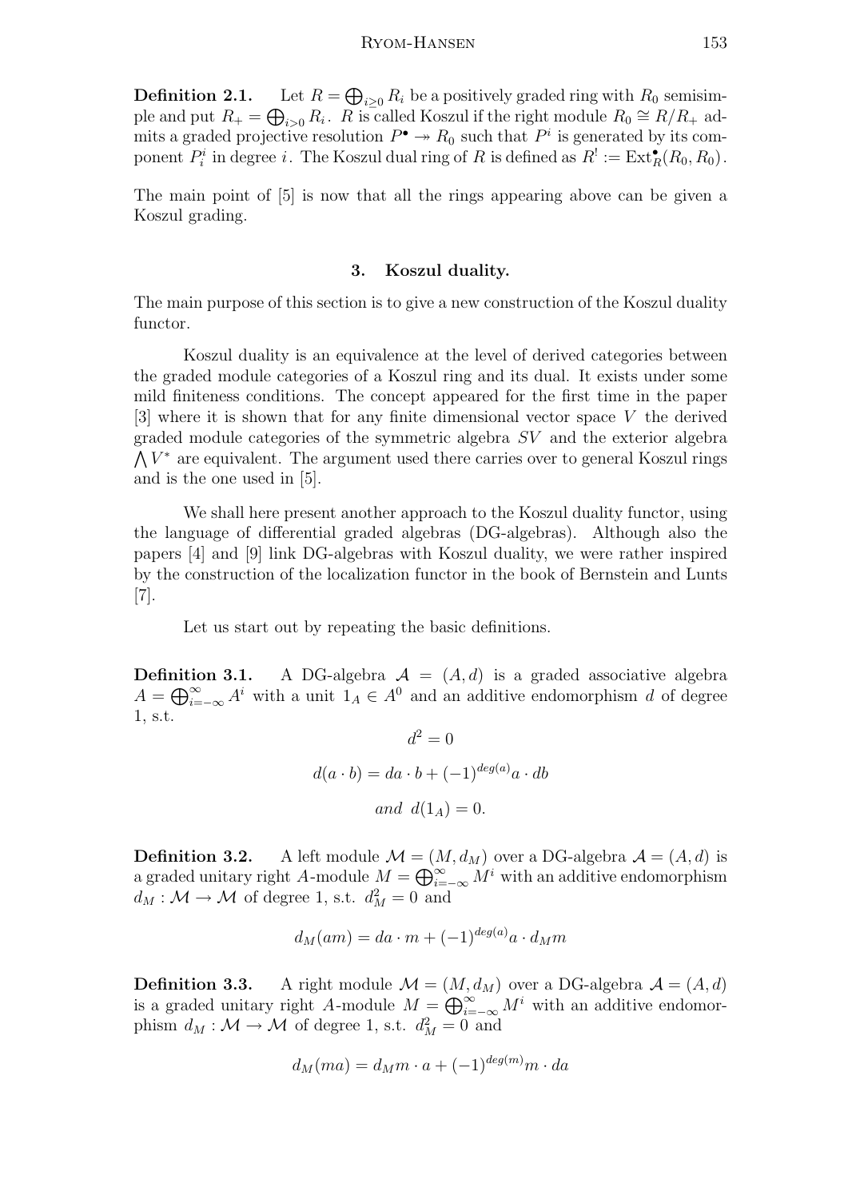**Definition 2.1.** Let $R = \bigoplus_{i \geq 0} R_i$ be a positively graded ring with $R_0$ semisimple and put $R_+ = \bigoplus_{i>0} R_i$. $R$ is called Koszul if the right module $R_0 \cong R/R_+$ admits a graded projective resolution $P^\bullet \twoheadrightarrow R_0$ such that $P^i$ is generated by its component $P^i_i$ in degree $i$. The Koszul dual ring of $R$ is defined as $R^! := \operatorname{Ext}^\bullet_R(R_0, R_0)$.

The main point of [5] is now that all the rings appearing above can be given a Koszul grading.

## 3. Koszul duality.

The main purpose of this section is to give a new construction of the Koszul duality functor.

Koszul duality is an equivalence at the level of derived categories between the graded module categories of a Koszul ring and its dual. It exists under some mild finiteness conditions. The concept appeared for the first time in the paper [3] where it is shown that for any finite dimensional vector space $V$ the derived graded module categories of the symmetric algebra $SV$ and the exterior algebra $\bigwedge V^*$ are equivalent. The argument used there carries over to general Koszul rings and is the one used in [5].

We shall here present another approach to the Koszul duality functor, using the language of differential graded algebras (DG-algebras). Although also the papers [4] and [9] link DG-algebras with Koszul duality, we were rather inspired by the construction of the localization functor in the book of Bernstein and Lunts [7].

Let us start out by repeating the basic definitions.

**Definition 3.1.** A DG-algebra $\mathcal{A} = (A, d)$ is a graded associative algebra $A = \bigoplus_{i=-\infty}^{\infty} A^i$ with a unit $1_A \in A^0$ and an additive endomorphism $d$ of degree 1, s.t.

$$d^2 = 0$$

$$d(a \cdot b) = da \cdot b + (-1)^{deg(a)} a \cdot db$$

$$and \ \ d(1_A) = 0.$$

**Definition 3.2.** A left module $\mathcal{M} = (M, d_M)$ over a DG-algebra $\mathcal{A} = (A, d)$ is a graded unitary right $A$-module $M = \bigoplus_{i=-\infty}^{\infty} M^i$ with an additive endomorphism $d_M : \mathcal{M} \to \mathcal{M}$ of degree 1, s.t. $d_M^2 = 0$ and

$$d_M(am) = da \cdot m + (-1)^{deg(a)} a \cdot d_M m$$

**Definition 3.3.** A right module $\mathcal{M} = (M, d_M)$ over a DG-algebra $\mathcal{A} = (A, d)$ is a graded unitary right $A$-module $M = \bigoplus_{i=-\infty}^{\infty} M^i$ with an additive endomorphism $d_M : \mathcal{M} \to \mathcal{M}$ of degree 1, s.t. $d_M^2 = 0$ and

$$d_M(ma) = d_M m \cdot a + (-1)^{deg(m)} m \cdot da$$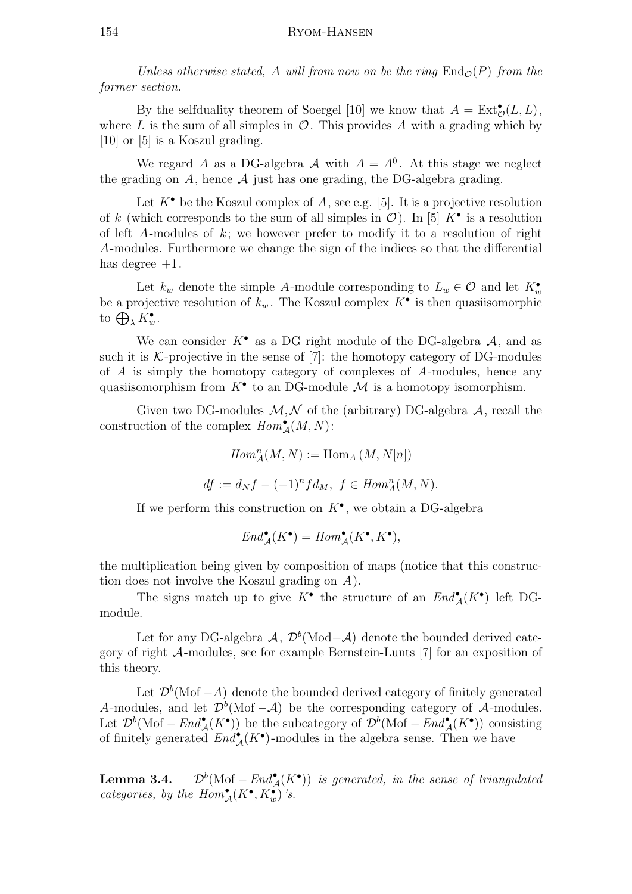*Unless otherwise stated, $A$ will from now on be the ring $\mathrm{End}_{\mathcal{O}}(P)$ from the former section.*

By the selfduality theorem of Soergel [10] we know that $A = \mathrm{Ext}^{\bullet}_{\mathcal{O}}(L, L)$, where $L$ is the sum of all simples in $\mathcal{O}$. This provides $A$ with a grading which by [10] or [5] is a Koszul grading.

We regard $A$ as a DG-algebra $\mathcal{A}$ with $A = A^0$. At this stage we neglect the grading on $A$, hence $\mathcal{A}$ just has one grading, the DG-algebra grading.

Let $K^{\bullet}$ be the Koszul complex of $A$, see e.g. [5]. It is a projective resolution of $k$ (which corresponds to the sum of all simples in $\mathcal{O}$). In [5] $K^{\bullet}$ is a resolution of left $A$-modules of $k$; we however prefer to modify it to a resolution of right $A$-modules. Furthermore we change the sign of the indices so that the differential has degree $+1$.

Let $k_w$ denote the simple $A$-module corresponding to $L_w \in \mathcal{O}$ and let $K^{\bullet}_w$ be a projective resolution of $k_w$. The Koszul complex $K^{\bullet}$ is then quasiisomorphic to $\bigoplus_{\lambda} K^{\bullet}_w$.

We can consider $K^{\bullet}$ as a DG right module of the DG-algebra $\mathcal{A}$, and as such it is $\mathcal{K}$-projective in the sense of [7]: the homotopy category of DG-modules of $A$ is simply the homotopy category of complexes of $A$-modules, hence any quasiisomorphism from $K^{\bullet}$ to an DG-module $\mathcal{M}$ is a homotopy isomorphism.

Given two DG-modules $\mathcal{M}, \mathcal{N}$ of the (arbitrary) DG-algebra $\mathcal{A}$, recall the construction of the complex $Hom^{\bullet}_{\mathcal{A}}(M, N)$:

$$Hom^{n}_{\mathcal{A}}(M, N) := \mathrm{Hom}_{A}\left(M, N[n]\right)$$

$$df := d_N f - (-1)^n f d_M, \ f \in Hom^{n}_{A}(M, N).$$

If we perform this construction on $K^{\bullet}$, we obtain a DG-algebra

$$End^{\bullet}_{\mathcal{A}}(K^{\bullet}) = Hom^{\bullet}_{\mathcal{A}}(K^{\bullet}, K^{\bullet}),$$

the multiplication being given by composition of maps (notice that this construction does not involve the Koszul grading on $A$).

The signs match up to give $K^{\bullet}$ the structure of an $End^{\bullet}_{\mathcal{A}}(K^{\bullet})$ left DG-module.

Let for any DG-algebra $\mathcal{A}$, $\mathcal{D}^b(\mathrm{Mod}-\mathcal{A})$ denote the bounded derived category of right $\mathcal{A}$-modules, see for example Bernstein-Lunts [7] for an exposition of this theory.

Let $\mathcal{D}^b(\mathrm{Mof}-A)$ denote the bounded derived category of finitely generated $A$-modules, and let $\mathcal{D}^b(\mathrm{Mof}-\mathcal{A})$ be the corresponding category of $\mathcal{A}$-modules. Let $\mathcal{D}^b(\mathrm{Mof}-End^{\bullet}_{\mathcal{A}}(K^{\bullet}))$ be the subcategory of $\mathcal{D}^b(\mathrm{Mof}-End^{\bullet}_{\mathcal{A}}(K^{\bullet}))$ consisting of finitely generated $End^{\bullet}_{\mathcal{A}}(K^{\bullet})$-modules in the algebra sense. Then we have

**Lemma 3.4.** *$\mathcal{D}^b(\mathrm{Mof}-End^{\bullet}_{\mathcal{A}}(K^{\bullet}))$ is generated, in the sense of triangulated categories, by the $Hom^{\bullet}_{\mathcal{A}}(K^{\bullet}, K^{\bullet}_w)$'s.*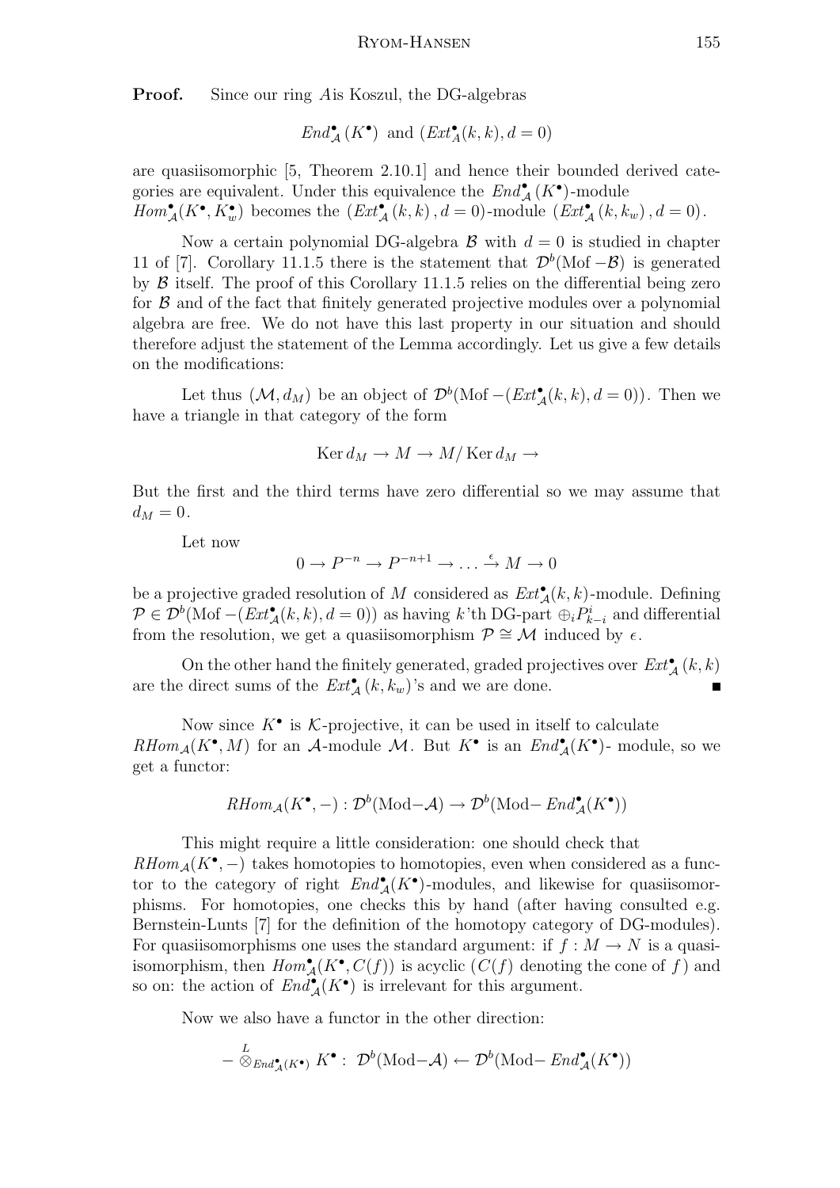**Proof.** Since our ring $A$is Koszul, the DG-algebras

$$End^\bullet_{\mathcal{A}}(K^\bullet) \text{ and } (Ext^\bullet_{\mathcal{A}}(k,k), d=0)$$

are quasiisomorphic [5, Theorem 2.10.1] and hence their bounded derived categories are equivalent. Under this equivalence the $End^\bullet_{\mathcal{A}}(K^\bullet)$-module $Hom^\bullet_{\mathcal{A}}(K^\bullet, K^\bullet_w)$ becomes the $(Ext^\bullet_{\mathcal{A}}(k,k), d=0)$-module $(Ext^\bullet_{\mathcal{A}}(k,k_w), d=0)$.

Now a certain polynomial DG-algebra $\mathcal{B}$ with $d=0$ is studied in chapter 11 of [7]. Corollary 11.1.5 there is the statement that $\mathcal{D}^b(\text{Mof} - \mathcal{B})$ is generated by $\mathcal{B}$ itself. The proof of this Corollary 11.1.5 relies on the differential being zero for $\mathcal{B}$ and of the fact that finitely generated projective modules over a polynomial algebra are free. We do not have this last property in our situation and should therefore adjust the statement of the Lemma accordingly. Let us give a few details on the modifications:

Let thus $(\mathcal{M}, d_M)$ be an object of $\mathcal{D}^b(\text{Mof} - (Ext^\bullet_{\mathcal{A}}(k,k), d=0))$. Then we have a triangle in that category of the form

$$\operatorname{Ker} d_M \to M \to M/\operatorname{Ker} d_M \to$$

But the first and the third terms have zero differential so we may assume that $d_M = 0$.

Let now

$$0 \to P^{-n} \to P^{-n+1} \to \ldots \xrightarrow{\epsilon} M \to 0$$

be a projective graded resolution of $M$ considered as $Ext^\bullet_{\mathcal{A}}(k,k)$-module. Defining $\mathcal{P} \in \mathcal{D}^b(\text{Mof} - (Ext^\bullet_{\mathcal{A}}(k,k), d=0))$ as having $k$'th DG-part $\oplus_i P^i_{k-i}$ and differential from the resolution, we get a quasiisomorphism $\mathcal{P} \cong \mathcal{M}$ induced by $\epsilon$.

On the other hand the finitely generated, graded projectives over $Ext^\bullet_{\mathcal{A}}(k,k)$ are the direct sums of the $Ext^\bullet_{\mathcal{A}}(k,k_w)$'s and we are done. ∎

Now since $K^\bullet$ is $\mathcal{K}$-projective, it can be used in itself to calculate $RHom_{\mathcal{A}}(K^\bullet, M)$ for an $\mathcal{A}$-module $\mathcal{M}$. But $K^\bullet$ is an $End^\bullet_{\mathcal{A}}(K^\bullet)$- module, so we get a functor:

$$RHom_{\mathcal{A}}(K^\bullet, -) : \mathcal{D}^b(\text{Mod}-\mathcal{A}) \to \mathcal{D}^b(\text{Mod}- End^\bullet_{\mathcal{A}}(K^\bullet))$$

This might require a little consideration: one should check that $RHom_{\mathcal{A}}(K^\bullet, -)$ takes homotopies to homotopies, even when considered as a functor to the category of right $End^\bullet_{\mathcal{A}}(K^\bullet)$-modules, and likewise for quasiisomorphisms. For homotopies, one checks this by hand (after having consulted e.g. Bernstein-Lunts [7] for the definition of the homotopy category of DG-modules). For quasiisomorphisms one uses the standard argument: if $f: M \to N$ is a quasiisomorphism, then $Hom^\bullet_{\mathcal{A}}(K^\bullet, C(f))$ is acyclic ($C(f)$ denoting the cone of $f$) and so on: the action of $End^\bullet_{\mathcal{A}}(K^\bullet)$ is irrelevant for this argument.

Now we also have a functor in the other direction:

$$- \overset{L}{\otimes}_{End^\bullet_{\mathcal{A}}(K^\bullet)} K^\bullet : \ \mathcal{D}^b(\text{Mod}-\mathcal{A}) \leftarrow \mathcal{D}^b(\text{Mod}- End^\bullet_{\mathcal{A}}(K^\bullet))$$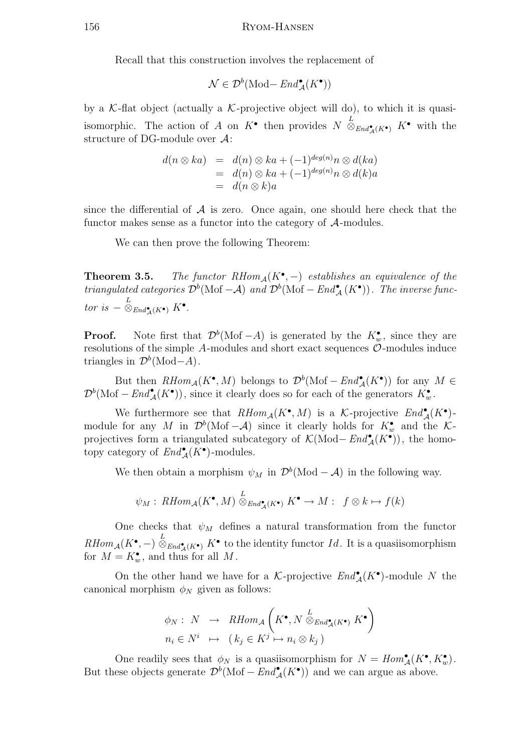Recall that this construction involves the replacement of

$$\mathcal{N} \in \mathcal{D}^b(\mathrm{Mod}-\mathit{End}^\bullet_{\mathcal{A}}(K^\bullet))$$

by a $\mathcal{K}$-flat object (actually a $\mathcal{K}$-projective object will do), to which it is quasi-isomorphic. The action of $A$ on $K^\bullet$ then provides $N \overset{L}{\otimes}_{\mathit{End}^\bullet_{\mathcal{A}}(K^\bullet)} K^\bullet$ with the structure of DG-module over $\mathcal{A}$:

$$\begin{aligned} d(n \otimes ka) &= d(n) \otimes ka + (-1)^{deg(n)} n \otimes d(ka) \\ &= d(n) \otimes ka + (-1)^{deg(n)} n \otimes d(k)a \\ &= d(n \otimes k)a \end{aligned}$$

since the differential of $\mathcal{A}$ is zero. Once again, one should here check that the functor makes sense as a functor into the category of $\mathcal{A}$-modules.

We can then prove the following Theorem:

**Theorem 3.5.** *The functor $\mathit{RHom}_{\mathcal{A}}(K^\bullet, -)$ establishes an equivalence of the triangulated categories $\mathcal{D}^b(\mathrm{Mof}-\mathcal{A})$ and $\mathcal{D}^b(\mathrm{Mof}-\mathit{End}^\bullet_{\mathcal{A}}(K^\bullet))$. The inverse functor is $- \overset{L}{\otimes}_{\mathit{End}^\bullet_{\mathcal{A}}(K^\bullet)} K^\bullet$.*

**Proof.** Note first that $\mathcal{D}^b(\mathrm{Mof}-A)$ is generated by the $K^\bullet_w$, since they are resolutions of the simple $A$-modules and short exact sequences $\mathcal{O}$-modules induce triangles in $\mathcal{D}^b(\mathrm{Mod}-A)$.

But then $\mathit{RHom}_{\mathcal{A}}(K^\bullet, M)$ belongs to $\mathcal{D}^b(\mathrm{Mof}-\mathit{End}^\bullet_{\mathcal{A}}(K^\bullet))$ for any $M \in \mathcal{D}^b(\mathrm{Mof}-\mathit{End}^\bullet_{\mathcal{A}}(K^\bullet))$, since it clearly does so for each of the generators $K^\bullet_w$.

We furthermore see that $\mathit{RHom}_{\mathcal{A}}(K^\bullet, M)$ is a $\mathcal{K}$-projective $\mathit{End}^\bullet_{\mathcal{A}}(K^\bullet)$-module for any $M$ in $\mathcal{D}^b(\mathrm{Mof}-\mathcal{A})$ since it clearly holds for $K^\bullet_w$ and the $\mathcal{K}$-projectives form a triangulated subcategory of $\mathcal{K}(\mathrm{Mod}-\mathit{End}^\bullet_{\mathcal{A}}(K^\bullet))$, the homotopy category of $\mathit{End}^\bullet_{\mathcal{A}}(K^\bullet)$-modules.

We then obtain a morphism $\psi_M$ in $\mathcal{D}^b(\mathrm{Mod}-\mathcal{A})$ in the following way.

$$\psi_M: \mathit{RHom}_{\mathcal{A}}(K^\bullet, M) \overset{L}{\otimes}_{\mathit{End}^\bullet_{\mathcal{A}}(K^\bullet)} K^\bullet \to M: \quad f \otimes k \mapsto f(k)$$

One checks that $\psi_M$ defines a natural transformation from the functor $\mathit{RHom}_{\mathcal{A}}(K^\bullet, -) \overset{L}{\otimes}_{\mathit{End}^\bullet_{\mathcal{A}}(K^\bullet)} K^\bullet$ to the identity functor $Id$. It is a quasiisomorphism for $M = K^\bullet_w$, and thus for all $M$.

On the other hand we have for a $\mathcal{K}$-projective $\mathit{End}^\bullet_{\mathcal{A}}(K^\bullet)$-module $N$ the canonical morphism $\phi_N$ given as follows:

$$\begin{aligned} \phi_N: \ N &\to \mathit{RHom}_{\mathcal{A}}\left(K^\bullet, N \overset{L}{\otimes}_{\mathit{End}^\bullet_{\mathcal{A}}(K^\bullet)} K^\bullet\right) \\ n_i \in N^i &\mapsto (\, k_j \in K^j \mapsto n_i \otimes k_j \,) \end{aligned}$$

One readily sees that $\phi_N$ is a quasiisomorphism for $N = \mathit{Hom}^\bullet_{\mathcal{A}}(K^\bullet, K^\bullet_w)$. But these objects generate $\mathcal{D}^b(\mathrm{Mof}-\mathit{End}^\bullet_{\mathcal{A}}(K^\bullet))$ and we can argue as above.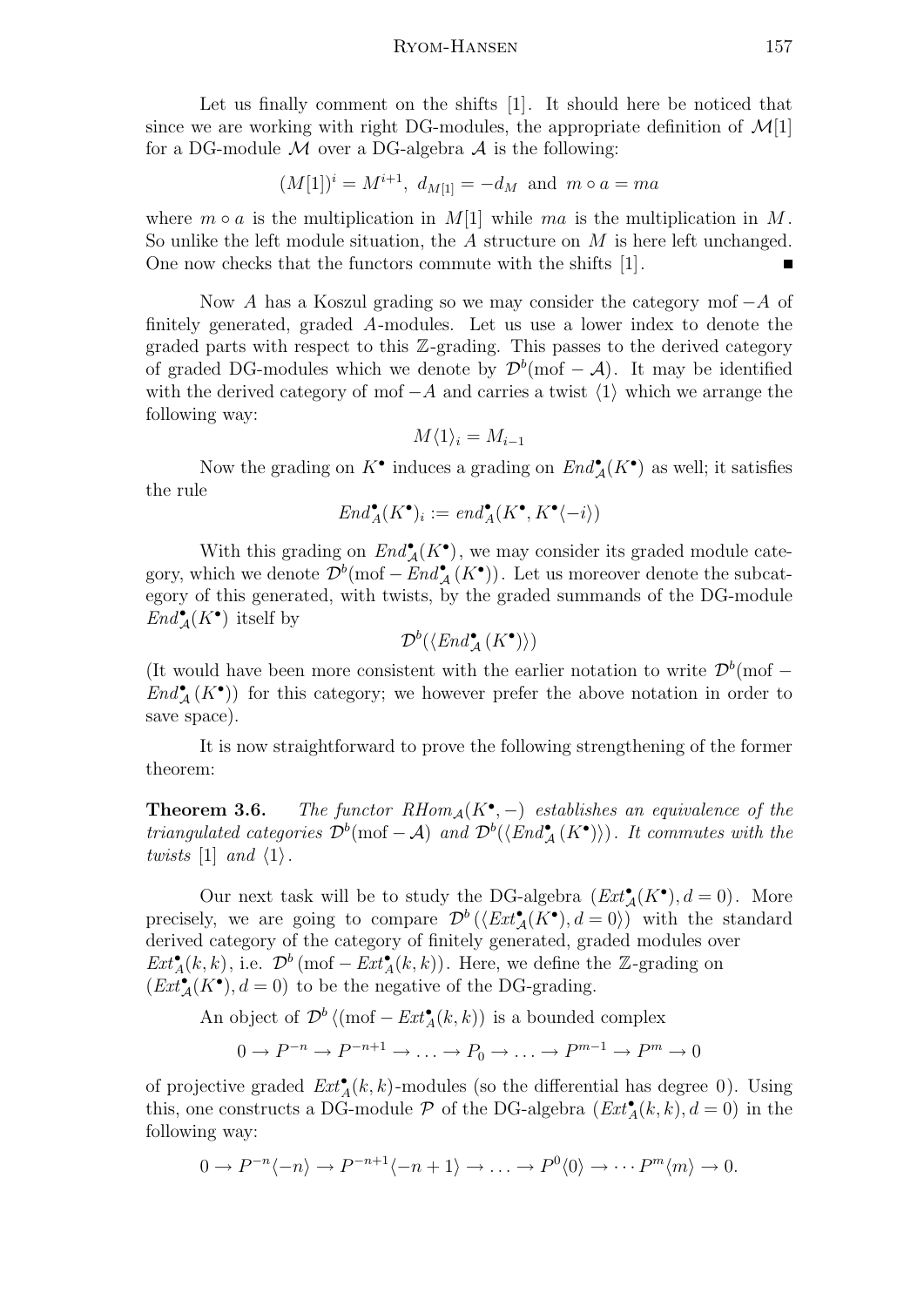Let us finally comment on the shifts [1]. It should here be noticed that since we are working with right DG-modules, the appropriate definition of $\mathcal{M}[1]$ for a DG-module $\mathcal{M}$ over a DG-algebra $\mathcal{A}$ is the following:

$$(M[1])^i = M^{i+1},\ d_{M[1]} = -d_M \text{ and } m \circ a = ma$$

where $m \circ a$ is the multiplication in $M[1]$ while $ma$ is the multiplication in $M$. So unlike the left module situation, the $A$ structure on $M$ is here left unchanged. One now checks that the functors commute with the shifts [1]. ∎

Now $A$ has a Koszul grading so we may consider the category $\mathrm{mof}-A$ of finitely generated, graded $A$-modules. Let us use a lower index to denote the graded parts with respect to this $\mathbb{Z}$-grading. This passes to the derived category of graded DG-modules which we denote by $\mathcal{D}^b(\mathrm{mof}-\mathcal{A})$. It may be identified with the derived category of $\mathrm{mof}-A$ and carries a twist $\langle 1 \rangle$ which we arrange the following way:

$$M\langle 1 \rangle_i = M_{i-1}$$

Now the grading on $K^\bullet$ induces a grading on $End^\bullet_{\mathcal{A}}(K^\bullet)$ as well; it satisfies the rule

$$End^\bullet_A(K^\bullet)_i := end^\bullet_A(K^\bullet, K^\bullet\langle -i \rangle)$$

With this grading on $End^\bullet_{\mathcal{A}}(K^\bullet)$, we may consider its graded module category, which we denote $\mathcal{D}^b(\mathrm{mof}-End^\bullet_{\mathcal{A}}(K^\bullet))$. Let us moreover denote the subcategory of this generated, with twists, by the graded summands of the DG-module $End^\bullet_{\mathcal{A}}(K^\bullet)$ itself by

$$\mathcal{D}^b(\langle End^\bullet_{\mathcal{A}}(K^\bullet)\rangle)$$

(It would have been more consistent with the earlier notation to write $\mathcal{D}^b(\mathrm{mof}-End^\bullet_{\mathcal{A}}(K^\bullet))$ for this category; we however prefer the above notation in order to save space).

It is now straightforward to prove the following strengthening of the former theorem:

**Theorem 3.6.** *The functor $RHom_{\mathcal{A}}(K^\bullet, -)$ establishes an equivalence of the triangulated categories $\mathcal{D}^b(\mathrm{mof}-\mathcal{A})$ and $\mathcal{D}^b(\langle End^\bullet_{\mathcal{A}}(K^\bullet)\rangle)$. It commutes with the twists $[1]$ and $\langle 1 \rangle$.*

Our next task will be to study the DG-algebra $(Ext^\bullet_{\mathcal{A}}(K^\bullet), d=0)$. More precisely, we are going to compare $\mathcal{D}^b(\langle Ext^\bullet_{\mathcal{A}}(K^\bullet), d=0\rangle)$ with the standard derived category of the category of finitely generated, graded modules over $Ext^\bullet_A(k,k)$, i.e. $\mathcal{D}^b(\mathrm{mof}-Ext^\bullet_A(k,k))$. Here, we define the $\mathbb{Z}$-grading on $(Ext^\bullet_{\mathcal{A}}(K^\bullet), d=0)$ to be the negative of the DG-grading.

An object of $\mathcal{D}^b\langle(\mathrm{mof}-Ext^\bullet_A(k,k))$ is a bounded complex

$$0 \to P^{-n} \to P^{-n+1} \to \ldots \to P_0 \to \ldots \to P^{m-1} \to P^m \to 0$$

of projective graded $Ext^\bullet_A(k,k)$-modules (so the differential has degree 0). Using this, one constructs a DG-module $\mathcal{P}$ of the DG-algebra $(Ext^\bullet_A(k,k), d=0)$ in the following way:

$$0 \to P^{-n}\langle -n \rangle \to P^{-n+1}\langle -n+1 \rangle \to \ldots \to P^0\langle 0 \rangle \to \cdots P^m\langle m \rangle \to 0.$$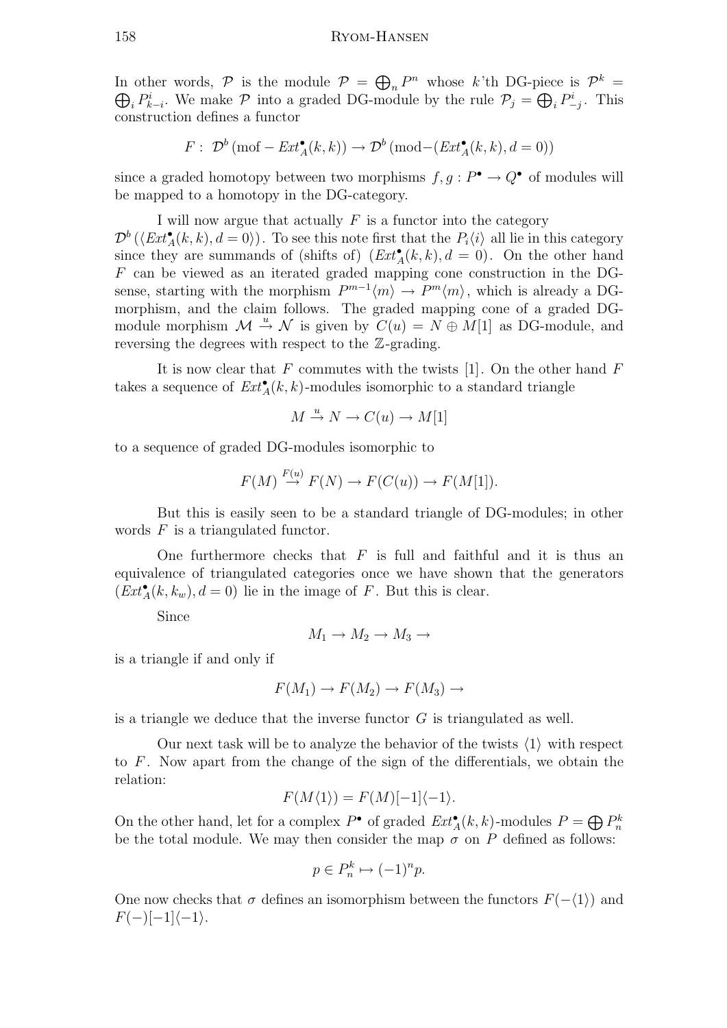In other words, $\mathcal{P}$ is the module $\mathcal{P} = \bigoplus_n P^n$ whose $k$'th DG-piece is $\mathcal{P}^k = \bigoplus_i P^i_{k-i}$. We make $\mathcal{P}$ into a graded DG-module by the rule $\mathcal{P}_j = \bigoplus_i P^i_{-j}$. This construction defines a functor

$$F:\ \mathcal{D}^b\left(\text{mof} - \mathit{Ext}^\bullet_A(k,k)\right) \to \mathcal{D}^b\left(\text{mod}{-}(\mathit{Ext}^\bullet_A(k,k), d=0)\right)$$

since a graded homotopy between two morphisms $f, g : P^\bullet \to Q^\bullet$ of modules will be mapped to a homotopy in the DG-category.

I will now argue that actually $F$ is a functor into the category $\mathcal{D}^b\left(\langle \mathit{Ext}^\bullet_A(k,k), d=0\rangle\right)$. To see this note first that the $P_i\langle i\rangle$ all lie in this category since they are summands of (shifts of) $(\mathit{Ext}^\bullet_A(k,k), d=0)$. On the other hand $F$ can be viewed as an iterated graded mapping cone construction in the DG-sense, starting with the morphism $P^{m-1}\langle m\rangle \to P^m\langle m\rangle$, which is already a DG-morphism, and the claim follows. The graded mapping cone of a graded DG-module morphism $\mathcal{M} \stackrel{u}{\to} \mathcal{N}$ is given by $C(u) = N \oplus M[1]$ as DG-module, and reversing the degrees with respect to the $\mathbb{Z}$-grading.

It is now clear that $F$ commutes with the twists $[1]$. On the other hand $F$ takes a sequence of $\mathit{Ext}^\bullet_A(k,k)$-modules isomorphic to a standard triangle

$$M \stackrel{u}{\to} N \to C(u) \to M[1]$$

to a sequence of graded DG-modules isomorphic to

$$F(M) \stackrel{F(u)}{\to} F(N) \to F(C(u)) \to F(M[1]).$$

But this is easily seen to be a standard triangle of DG-modules; in other words $F$ is a triangulated functor.

One furthermore checks that $F$ is full and faithful and it is thus an equivalence of triangulated categories once we have shown that the generators $(\mathit{Ext}^\bullet_A(k,k_w), d=0)$ lie in the image of $F$. But this is clear.

Since

$$M_1 \to M_2 \to M_3 \to$$

is a triangle if and only if

$$F(M_1) \to F(M_2) \to F(M_3) \to$$

is a triangle we deduce that the inverse functor $G$ is triangulated as well.

Our next task will be to analyze the behavior of the twists $\langle 1\rangle$ with respect to $F$. Now apart from the change of the sign of the differentials, we obtain the relation:

$$F(M\langle 1\rangle) = F(M)[-1]\langle -1\rangle.$$

On the other hand, let for a complex $P^\bullet$ of graded $\mathit{Ext}^\bullet_A(k,k)$-modules $P = \bigoplus P^k_n$ be the total module. We may then consider the map $\sigma$ on $P$ defined as follows:

$$p \in P^k_n \mapsto (-1)^n p.$$

One now checks that $\sigma$ defines an isomorphism between the functors $F(-\langle 1\rangle)$ and $F(-)[-1]\langle -1\rangle$.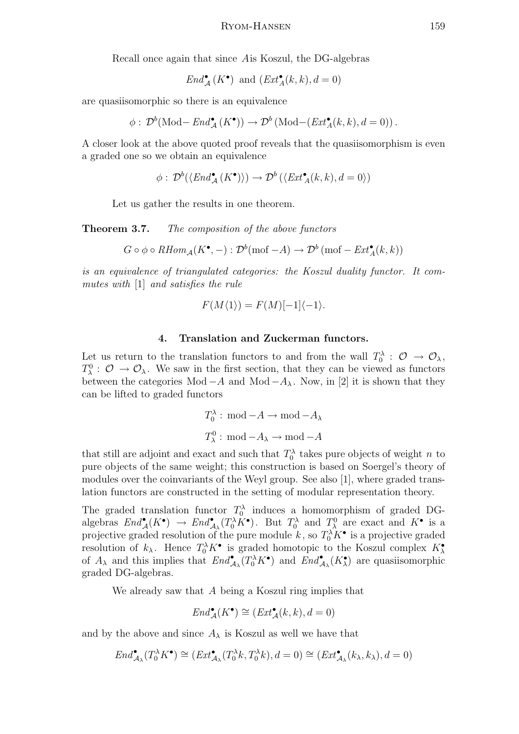Recall once again that since $A$is Koszul, the DG-algebras

$$End^\bullet_{\mathcal{A}}(K^\bullet) \text{ and } (Ext^\bullet_A(k,k), d=0)$$

are quasiisomorphic so there is an equivalence

$$\phi : \mathcal{D}^b(\text{Mod}- End^\bullet_{\mathcal{A}}(K^\bullet)) \to \mathcal{D}^b(\text{Mod}-(Ext^\bullet_A(k,k), d=0)).$$

A closer look at the above quoted proof reveals that the quasiisomorphism is even a graded one so we obtain an equivalence

$$\phi : \mathcal{D}^b(\langle End^\bullet_{\mathcal{A}}(K^\bullet)\rangle) \to \mathcal{D}^b(\langle Ext^\bullet_A(k,k), d=0\rangle)$$

Let us gather the results in one theorem.

**Theorem 3.7.** *The composition of the above functors*

$$G \circ \phi \circ RHom_{\mathcal{A}}(K^\bullet, -) : \mathcal{D}^b(\text{mof} - A) \to \mathcal{D}^b(\text{mof} - Ext^\bullet_A(k,k))$$

*is an equivalence of triangulated categories: the Koszul duality functor. It commutes with* $[1]$ *and satisfies the rule*

$$F(M\langle 1\rangle) = F(M)[-1]\langle -1\rangle.$$

## 4. Translation and Zuckerman functors.

Let us return to the translation functors to and from the wall $T_0^\lambda : \mathcal{O} \to \mathcal{O}_\lambda$, $T_\lambda^0 : \mathcal{O} \to \mathcal{O}_\lambda$. We saw in the first section, that they can be viewed as functors between the categories $\text{Mod} - A$ and $\text{Mod} - A_\lambda$. Now, in [2] it is shown that they can be lifted to graded functors

$$T_0^\lambda : \text{mod} - A \to \text{mod} - A_\lambda$$

$$T_\lambda^0 : \text{mod} - A_\lambda \to \text{mod} - A$$

that still are adjoint and exact and such that $T_0^\lambda$ takes pure objects of weight $n$ to pure objects of the same weight; this construction is based on Soergel's theory of modules over the coinvariants of the Weyl group. See also [1], where graded translation functors are constructed in the setting of modular representation theory.

The graded translation functor $T_0^\lambda$ induces a homomorphism of graded DG-algebras $End^\bullet_{\mathcal{A}}(K^\bullet) \to End^\bullet_{\mathcal{A}_\lambda}(T_0^\lambda K^\bullet)$. But $T_0^\lambda$ and $T_\lambda^0$ are exact and $K^\bullet$ is a projective graded resolution of the pure module $k$, so $T_0^\lambda K^\bullet$ is a projective graded resolution of $k_\lambda$. Hence $T_0^\lambda K^\bullet$ is graded homotopic to the Koszul complex $K^\bullet_\lambda$ of $A_\lambda$ and this implies that $End^\bullet_{\mathcal{A}_\lambda}(T_0^\lambda K^\bullet)$ and $End^\bullet_{\mathcal{A}_\lambda}(K^\bullet_\lambda)$ are quasiisomorphic graded DG-algebras.

We already saw that $A$ being a Koszul ring implies that

$$End^\bullet_{\mathcal{A}}(K^\bullet) \cong (Ext^\bullet_{\mathcal{A}}(k,k), d=0)$$

and by the above and since $A_\lambda$ is Koszul as well we have that

$$End^\bullet_{\mathcal{A}_\lambda}(T_0^\lambda K^\bullet) \cong (Ext^\bullet_{\mathcal{A}_\lambda}(T_0^\lambda k, T_0^\lambda k), d=0) \cong (Ext^\bullet_{\mathcal{A}_\lambda}(k_\lambda, k_\lambda), d=0)$$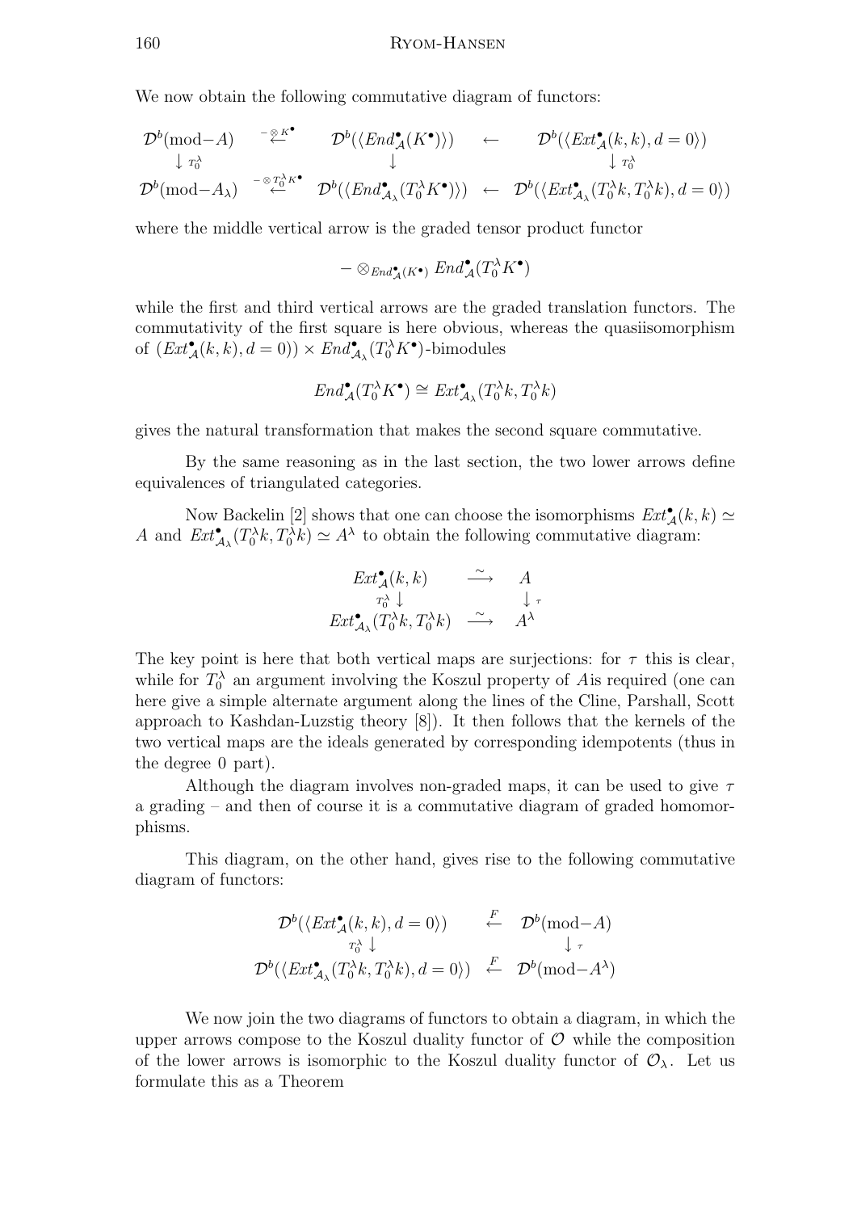We now obtain the following commutative diagram of functors:

$$
\begin{array}{ccccc}
\mathcal{D}^b(\text{mod}-A) & \overset{-\otimes K^\bullet}{\longleftarrow} & \mathcal{D}^b(\langle End^\bullet_{\mathcal{A}}(K^\bullet)\rangle) & \longleftarrow & \mathcal{D}^b(\langle Ext^\bullet_{\mathcal{A}}(k,k), d=0\rangle) \\
\downarrow {\scriptstyle T_0^\lambda} & & \downarrow & & \downarrow {\scriptstyle T_0^\lambda} \\
\mathcal{D}^b(\text{mod}-A_\lambda) & \overset{-\otimes T_0^\lambda K^\bullet}{\longleftarrow} & \mathcal{D}^b(\langle End^\bullet_{\mathcal{A}_\lambda}(T_0^\lambda K^\bullet)\rangle) & \longleftarrow & \mathcal{D}^b(\langle Ext^\bullet_{\mathcal{A}_\lambda}(T_0^\lambda k, T_0^\lambda k), d=0\rangle)
\end{array}
$$

where the middle vertical arrow is the graded tensor product functor

$$
-\otimes_{End^\bullet_{\mathcal{A}}(K^\bullet)} End^\bullet_{\mathcal{A}}(T_0^\lambda K^\bullet)
$$

while the first and third vertical arrows are the graded translation functors. The commutativity of the first square is here obvious, whereas the quasiisomorphism of $(Ext^\bullet_{\mathcal{A}}(k,k), d=0)) \times End^\bullet_{\mathcal{A}_\lambda}(T_0^\lambda K^\bullet)$-bimodules

$$
End^\bullet_{\mathcal{A}}(T_0^\lambda K^\bullet) \cong Ext^\bullet_{\mathcal{A}_\lambda}(T_0^\lambda k, T_0^\lambda k)
$$

gives the natural transformation that makes the second square commutative.

By the same reasoning as in the last section, the two lower arrows define equivalences of triangulated categories.

Now Backelin [2] shows that one can choose the isomorphisms $Ext^\bullet_{\mathcal{A}}(k,k) \simeq A$ and $Ext^\bullet_{\mathcal{A}_\lambda}(T_0^\lambda k, T_0^\lambda k) \simeq A^\lambda$ to obtain the following commutative diagram:

$$
\begin{array}{ccc}
Ext^\bullet_{\mathcal{A}}(k,k) & \overset{\sim}{\longrightarrow} & A \\
{\scriptstyle T_0^\lambda} \downarrow & & \downarrow {\scriptstyle \tau} \\
Ext^\bullet_{\mathcal{A}_\lambda}(T_0^\lambda k, T_0^\lambda k) & \overset{\sim}{\longrightarrow} & A^\lambda
\end{array}
$$

The key point is here that both vertical maps are surjections: for $\tau$ this is clear, while for $T_0^\lambda$ an argument involving the Koszul property of $A$is required (one can here give a simple alternate argument along the lines of the Cline, Parshall, Scott approach to Kashdan-Luzstig theory [8]). It then follows that the kernels of the two vertical maps are the ideals generated by corresponding idempotents (thus in the degree 0 part).

Although the diagram involves non-graded maps, it can be used to give $\tau$ a grading – and then of course it is a commutative diagram of graded homomorphisms.

This diagram, on the other hand, gives rise to the following commutative diagram of functors:

$$
\begin{array}{ccc}
\mathcal{D}^b(\langle Ext^\bullet_{\mathcal{A}}(k,k), d=0\rangle) & \overset{F}{\longleftarrow} & \mathcal{D}^b(\text{mod}-A) \\
{\scriptstyle T_0^\lambda} \downarrow & & \downarrow {\scriptstyle \tau} \\
\mathcal{D}^b(\langle Ext^\bullet_{\mathcal{A}_\lambda}(T_0^\lambda k, T_0^\lambda k), d=0\rangle) & \overset{F}{\longleftarrow} & \mathcal{D}^b(\text{mod}-A^\lambda)
\end{array}
$$

We now join the two diagrams of functors to obtain a diagram, in which the upper arrows compose to the Koszul duality functor of $\mathcal{O}$ while the composition of the lower arrows is isomorphic to the Koszul duality functor of $\mathcal{O}_\lambda$. Let us formulate this as a Theorem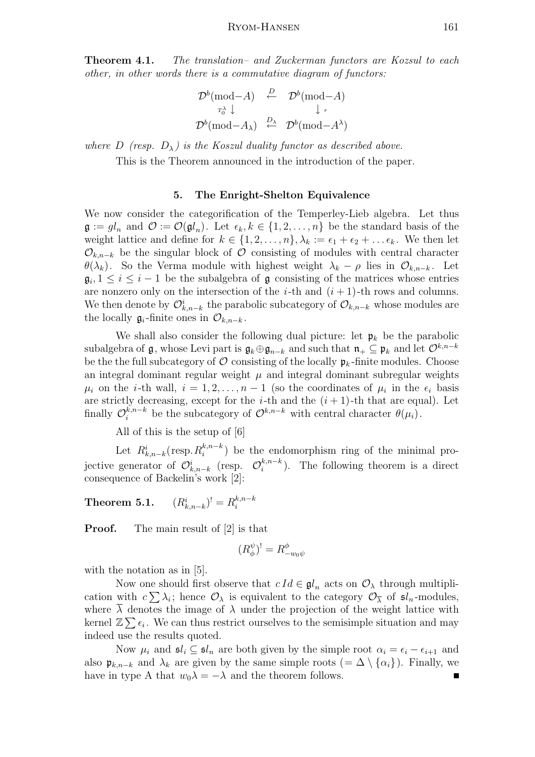**Theorem 4.1.** *The translation– and Zuckerman functors are Koszul to each other, in other words there is a commutative diagram of functors:*

$$\begin{array}{ccc} \mathcal{D}^b(\text{mod}-A) & \stackrel{D}{\leftarrow} & \mathcal{D}^b(\text{mod}-A) \\ {\scriptstyle T_0^\lambda} \downarrow & & \downarrow {\scriptstyle \tau} \\ \mathcal{D}^b(\text{mod}-A_\lambda) & \stackrel{D_\lambda}{\leftarrow} & \mathcal{D}^b(\text{mod}-A^\lambda) \end{array}$$

*where $D$ (resp. $D_\lambda$) is the Koszul duality functor as described above.*

This is the Theorem announced in the introduction of the paper.

## 5. The Enright-Shelton Equivalence

We now consider the categorification of the Temperley-Lieb algebra. Let thus $\mathfrak{g} := gl_n$ and $\mathcal{O} := \mathcal{O}(\mathfrak{gl}_n)$. Let $\epsilon_k, k \in \{1, 2, \dots, n\}$ be the standard basis of the weight lattice and define for $k \in \{1, 2, \dots, n\}, \lambda_k := \epsilon_1 + \epsilon_2 + \dots \epsilon_k$. We then let $\mathcal{O}_{k,n-k}$ be the singular block of $\mathcal{O}$ consisting of modules with central character $\theta(\lambda_k)$. So the Verma module with highest weight $\lambda_k - \rho$ lies in $\mathcal{O}_{k,n-k}$. Let $\mathfrak{g}_i, 1 \leq i \leq i-1$ be the subalgebra of $\mathfrak{g}$ consisting of the matrices whose entries are nonzero only on the intersection of the $i$-th and $(i+1)$-th rows and columns. We then denote by $\mathcal{O}^i_{k,n-k}$ the parabolic subcategory of $\mathcal{O}_{k,n-k}$ whose modules are the locally $\mathfrak{g}_i$-finite ones in $\mathcal{O}_{k,n-k}$.

We shall also consider the following dual picture: let $\mathfrak{p}_k$ be the parabolic subalgebra of $\mathfrak{g}$, whose Levi part is $\mathfrak{g}_k \oplus \mathfrak{g}_{n-k}$ and such that $\mathfrak{n}_+ \subseteq \mathfrak{p}_k$ and let $\mathcal{O}^{k,n-k}$ be the the full subcategory of $\mathcal{O}$ consisting of the locally $\mathfrak{p}_k$-finite modules. Choose an integral dominant regular weight $\mu$ and integral dominant subregular weights $\mu_i$ on the $i$-th wall, $i = 1, 2, \dots, n-1$ (so the coordinates of $\mu_i$ in the $\epsilon_i$ basis are strictly decreasing, except for the $i$-th and the $(i+1)$-th that are equal). Let finally $\mathcal{O}^{k,n-k}_i$ be the subcategory of $\mathcal{O}^{k,n-k}$ with central character $\theta(\mu_i)$.

All of this is the setup of [6]

Let $R^i_{k,n-k}$(resp.$R^{k,n-k}_i$) be the endomorphism ring of the minimal projective generator of $\mathcal{O}^i_{k,n-k}$ (resp. $\mathcal{O}^{k,n-k}_i$). The following theorem is a direct consequence of Backelin's work [2]:

**Theorem 5.1.** $(R^i_{k,n-k})^! = R^{k,n-k}_i$

**Proof.** The main result of [2] is that

$$(R^\psi_\phi)^! = R^\phi_{-w_0\psi}$$

with the notation as in [5].

Now one should first observe that $c\,Id \in \mathfrak{gl}_n$ acts on $\mathcal{O}_\lambda$ through multiplication with $c\sum \lambda_i$; hence $\mathcal{O}_\lambda$ is equivalent to the category $\mathcal{O}_{\overline{\lambda}}$ of $\mathfrak{sl}_n$-modules, where $\overline{\lambda}$ denotes the image of $\lambda$ under the projection of the weight lattice with kernel $\mathbb{Z}\sum \epsilon_i$. We can thus restrict ourselves to the semisimple situation and may indeed use the results quoted.

Now $\mu_i$ and $\mathfrak{sl}_i \subseteq \mathfrak{sl}_n$ are both given by the simple root $\alpha_i = \epsilon_i - \epsilon_{i+1}$ and also $\mathfrak{p}_{k,n-k}$ and $\lambda_k$ are given by the same simple roots ($= \Delta \setminus \{\alpha_i\}$). Finally, we have in type A that $w_0\lambda = -\lambda$ and the theorem follows. ∎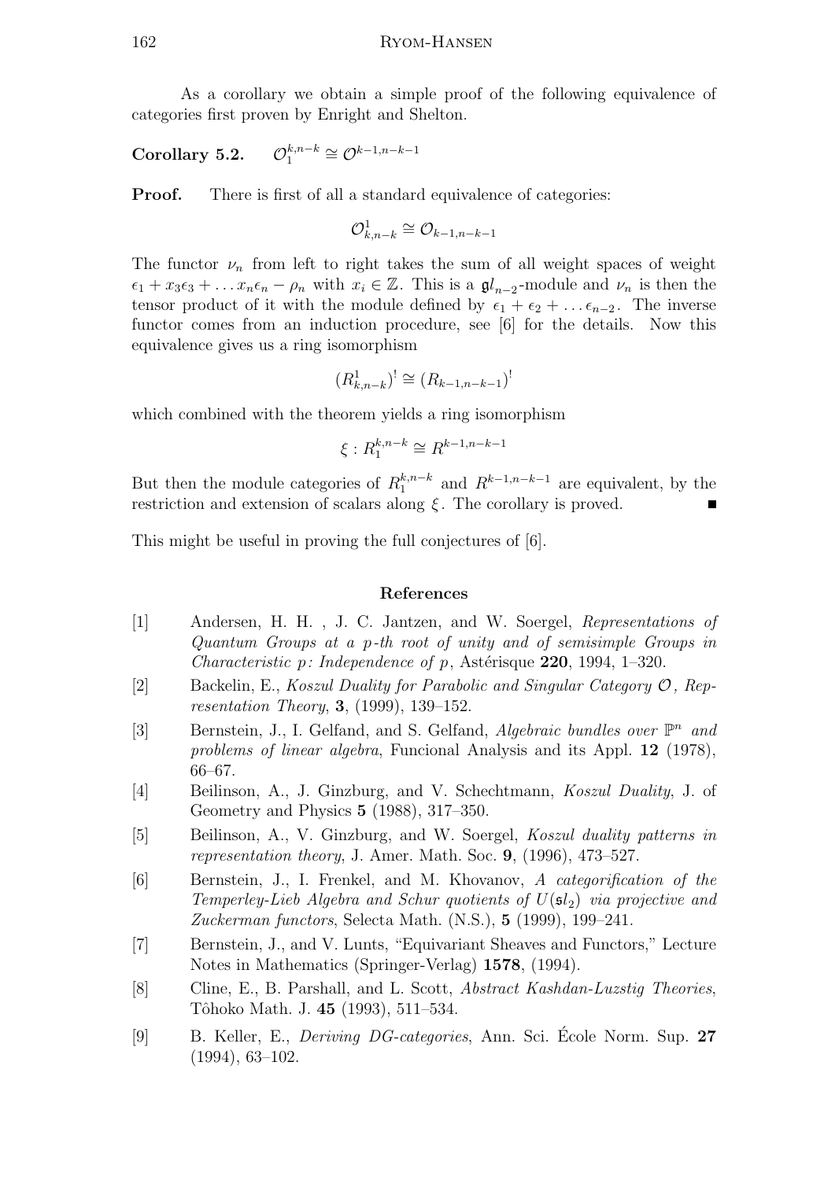As a corollary we obtain a simple proof of the following equivalence of categories first proven by Enright and Shelton.

**Corollary 5.2.** $\mathcal{O}_1^{k,n-k} \cong \mathcal{O}^{k-1,n-k-1}$

**Proof.** There is first of all a standard equivalence of categories:

$$\mathcal{O}^1_{k,n-k} \cong \mathcal{O}_{k-1,n-k-1}$$

The functor $\nu_n$ from left to right takes the sum of all weight spaces of weight $\epsilon_1 + x_3\epsilon_3 + \ldots x_n\epsilon_n - \rho_n$ with $x_i \in \mathbb{Z}$. This is a $\mathfrak{gl}_{n-2}$-module and $\nu_n$ is then the tensor product of it with the module defined by $\epsilon_1 + \epsilon_2 + \ldots \epsilon_{n-2}$. The inverse functor comes from an induction procedure, see [6] for the details. Now this equivalence gives us a ring isomorphism

$$(R^1_{k,n-k})^! \cong (R_{k-1,n-k-1})^!$$

which combined with the theorem yields a ring isomorphism

$$\xi : R_1^{k,n-k} \cong R^{k-1,n-k-1}$$

But then the module categories of $R_1^{k,n-k}$ and $R^{k-1,n-k-1}$ are equivalent, by the restriction and extension of scalars along $\xi$. The corollary is proved. ■

This might be useful in proving the full conjectures of [6].

## References

[1] Andersen, H. H. , J. C. Jantzen, and W. Soergel, *Representations of Quantum Groups at a p-th root of unity and of semisimple Groups in Characteristic p: Independence of p*, Astérisque **220**, 1994, 1–320.

[2] Backelin, E., *Koszul Duality for Parabolic and Singular Category $\mathcal{O}$, Representation Theory*, **3**, (1999), 139–152.

[3] Bernstein, J., I. Gelfand, and S. Gelfand, *Algebraic bundles over $\mathbb{P}^n$ and problems of linear algebra*, Funcional Analysis and its Appl. **12** (1978), 66–67.

[4] Beilinson, A., J. Ginzburg, and V. Schechtmann, *Koszul Duality*, J. of Geometry and Physics **5** (1988), 317–350.

[5] Beilinson, A., V. Ginzburg, and W. Soergel, *Koszul duality patterns in representation theory*, J. Amer. Math. Soc. **9**, (1996), 473–527.

[6] Bernstein, J., I. Frenkel, and M. Khovanov, *A categorification of the Temperley-Lieb Algebra and Schur quotients of $U(\mathfrak{sl}_2)$ via projective and Zuckerman functors*, Selecta Math. (N.S.), **5** (1999), 199–241.

[7] Bernstein, J., and V. Lunts, "Equivariant Sheaves and Functors," Lecture Notes in Mathematics (Springer-Verlag) **1578**, (1994).

[8] Cline, E., B. Parshall, and L. Scott, *Abstract Kashdan-Luzstig Theories*, Tôhoko Math. J. **45** (1993), 511–534.

[9] B. Keller, E., *Deriving DG-categories*, Ann. Sci. École Norm. Sup. **27** (1994), 63–102.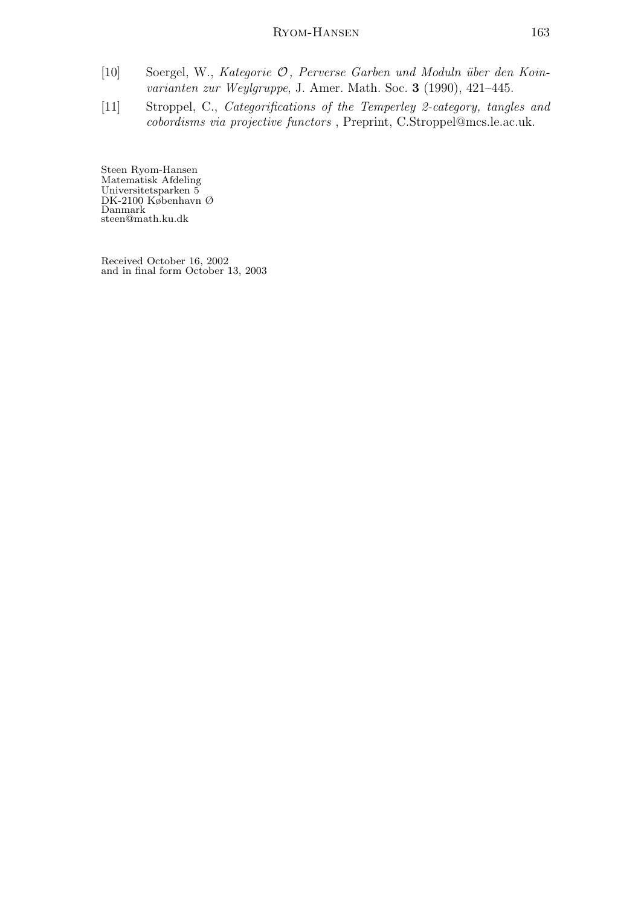[10] Soergel, W., *Kategorie $\mathcal{O}$, Perverse Garben und Moduln über den Koinvarianten zur Weylgruppe*, J. Amer. Math. Soc. **3** (1990), 421–445.

[11] Stroppel, C., *Categorifications of the Temperley 2-category, tangles and cobordisms via projective functors* , Preprint, C.Stroppel@mcs.le.ac.uk.

Steen Ryom-Hansen
Matematisk Afdeling
Universitetsparken 5
DK-2100 København Ø
Danmark
steen@math.ku.dk

Received October 16, 2002
and in final form October 13, 2003